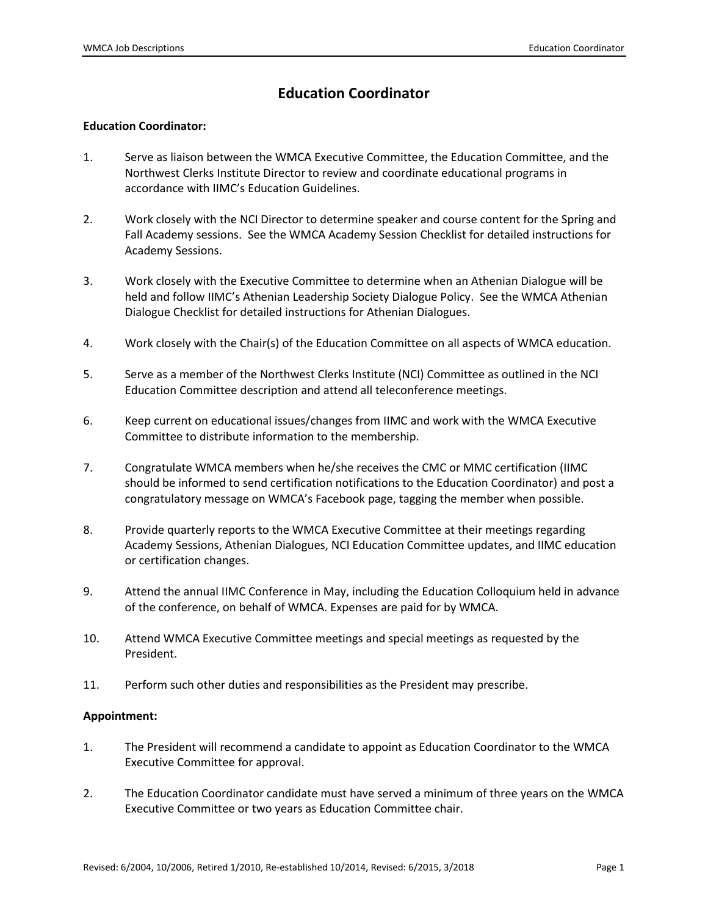# Education Coordinator

**Education Coordinator:**

1. Serve as liaison between the WMCA Executive Committee, the Education Committee, and the Northwest Clerks Institute Director to review and coordinate educational programs in accordance with IIMC's Education Guidelines.

2. Work closely with the NCI Director to determine speaker and course content for the Spring and Fall Academy sessions. See the WMCA Academy Session Checklist for detailed instructions for Academy Sessions.

3. Work closely with the Executive Committee to determine when an Athenian Dialogue will be held and follow IIMC's Athenian Leadership Society Dialogue Policy. See the WMCA Athenian Dialogue Checklist for detailed instructions for Athenian Dialogues.

4. Work closely with the Chair(s) of the Education Committee on all aspects of WMCA education.

5. Serve as a member of the Northwest Clerks Institute (NCI) Committee as outlined in the NCI Education Committee description and attend all teleconference meetings.

6. Keep current on educational issues/changes from IIMC and work with the WMCA Executive Committee to distribute information to the membership.

7. Congratulate WMCA members when he/she receives the CMC or MMC certification (IIMC should be informed to send certification notifications to the Education Coordinator) and post a congratulatory message on WMCA's Facebook page, tagging the member when possible.

8. Provide quarterly reports to the WMCA Executive Committee at their meetings regarding Academy Sessions, Athenian Dialogues, NCI Education Committee updates, and IIMC education or certification changes.

9. Attend the annual IIMC Conference in May, including the Education Colloquium held in advance of the conference, on behalf of WMCA. Expenses are paid for by WMCA.

10. Attend WMCA Executive Committee meetings and special meetings as requested by the President.

11. Perform such other duties and responsibilities as the President may prescribe.

**Appointment:**

1. The President will recommend a candidate to appoint as Education Coordinator to the WMCA Executive Committee for approval.

2. The Education Coordinator candidate must have served a minimum of three years on the WMCA Executive Committee or two years as Education Committee chair.

Revised: 6/2004, 10/2006, Retired 1/2010, Re-established 10/2014, Revised: 6/2015, 3/2018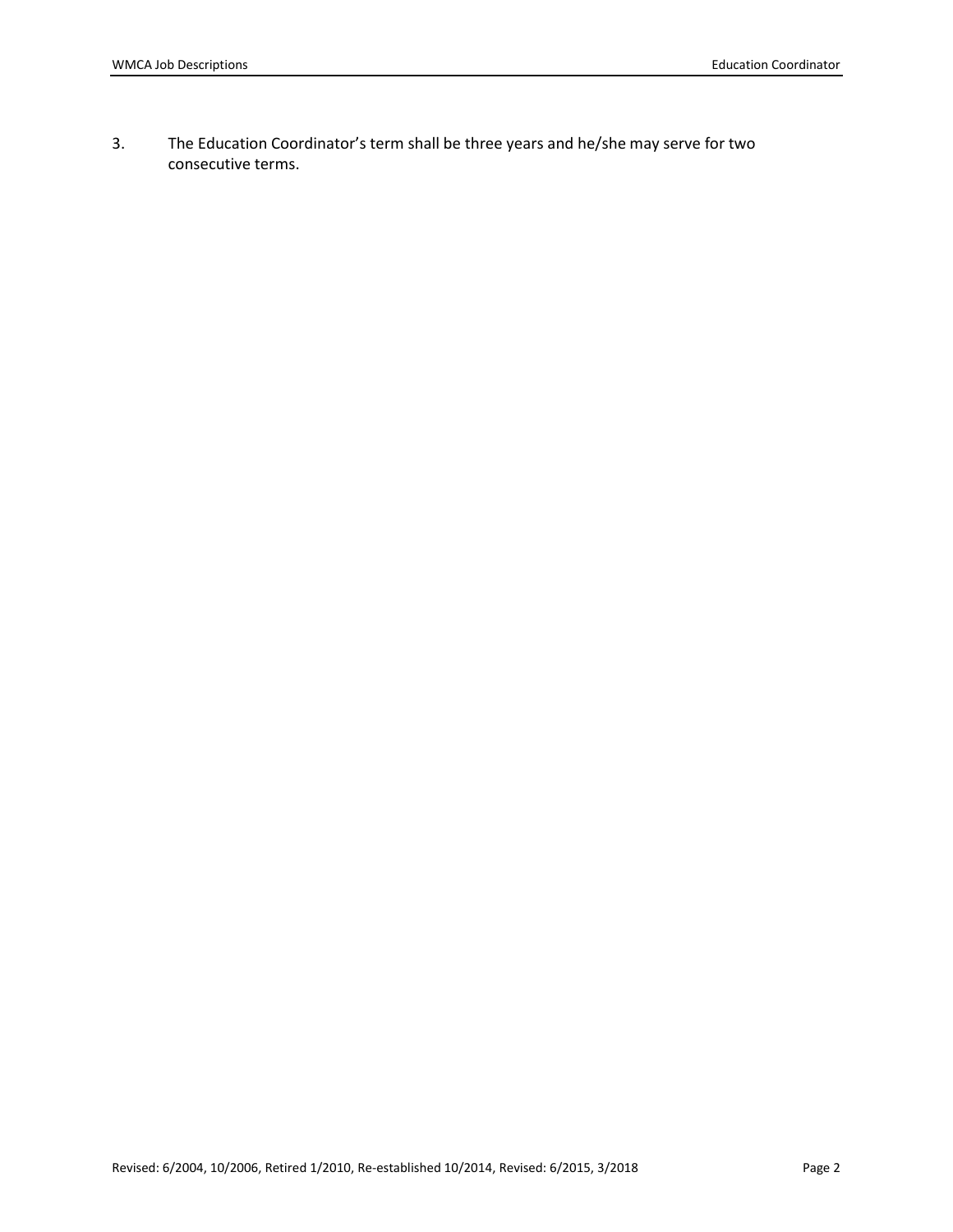3. The Education Coordinator's term shall be three years and he/she may serve for two consecutive terms.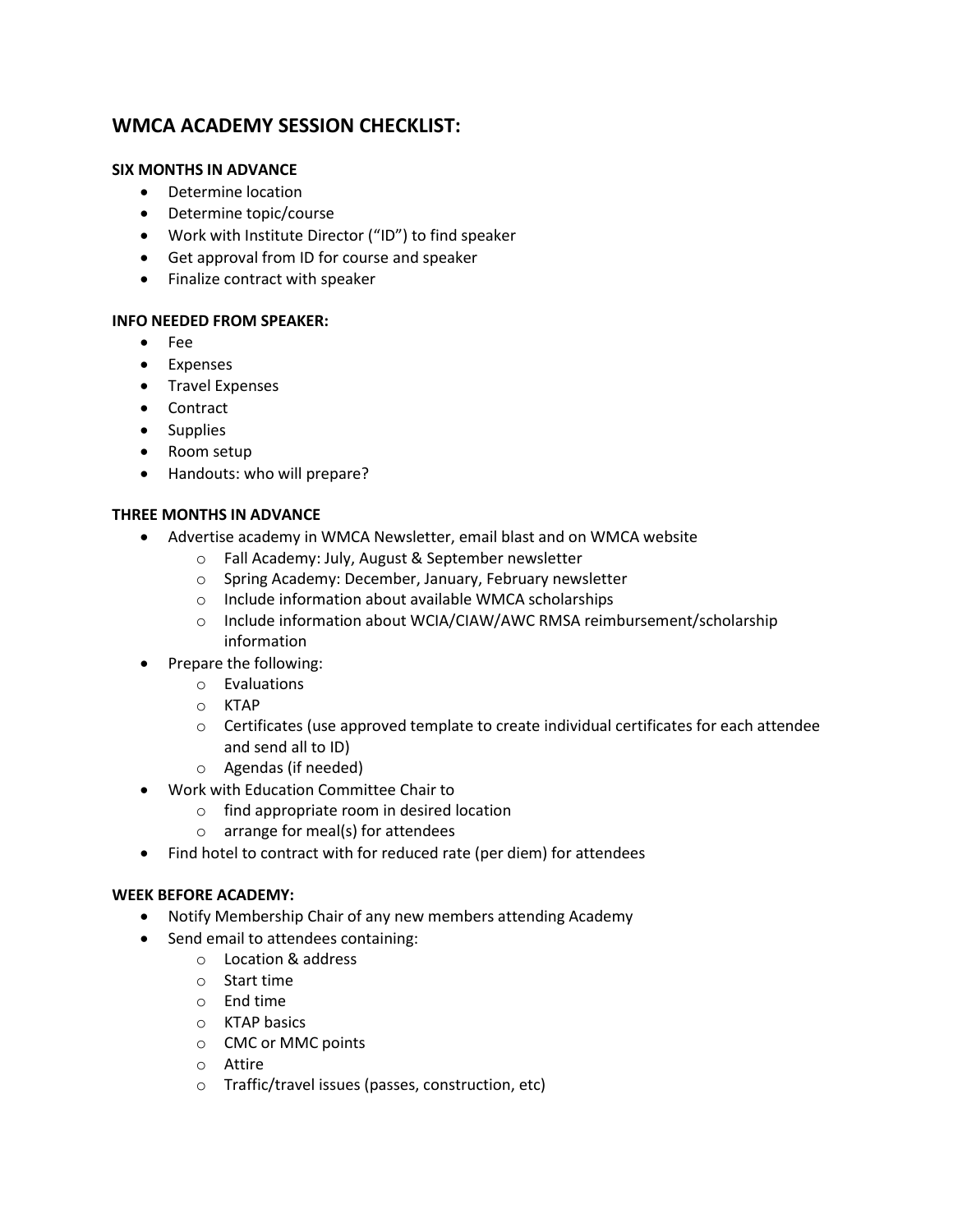## WMCA ACADEMY SESSION CHECKLIST:

**SIX MONTHS IN ADVANCE**

- Determine location
- Determine topic/course
- Work with Institute Director ("ID") to find speaker
- Get approval from ID for course and speaker
- Finalize contract with speaker

**INFO NEEDED FROM SPEAKER:**

- Fee
- Expenses
- Travel Expenses
- Contract
- Supplies
- Room setup
- Handouts: who will prepare?

**THREE MONTHS IN ADVANCE**

- Advertise academy in WMCA Newsletter, email blast and on WMCA website
  - Fall Academy: July, August & September newsletter
  - Spring Academy: December, January, February newsletter
  - Include information about available WMCA scholarships
  - Include information about WCIA/CIAW/AWC RMSA reimbursement/scholarship information
- Prepare the following:
  - Evaluations
  - KTAP
  - Certificates (use approved template to create individual certificates for each attendee and send all to ID)
  - Agendas (if needed)
- Work with Education Committee Chair to
  - find appropriate room in desired location
  - arrange for meal(s) for attendees
- Find hotel to contract with for reduced rate (per diem) for attendees

**WEEK BEFORE ACADEMY:**

- Notify Membership Chair of any new members attending Academy
- Send email to attendees containing:
  - Location & address
  - Start time
  - End time
  - KTAP basics
  - CMC or MMC points
  - Attire
  - Traffic/travel issues (passes, construction, etc)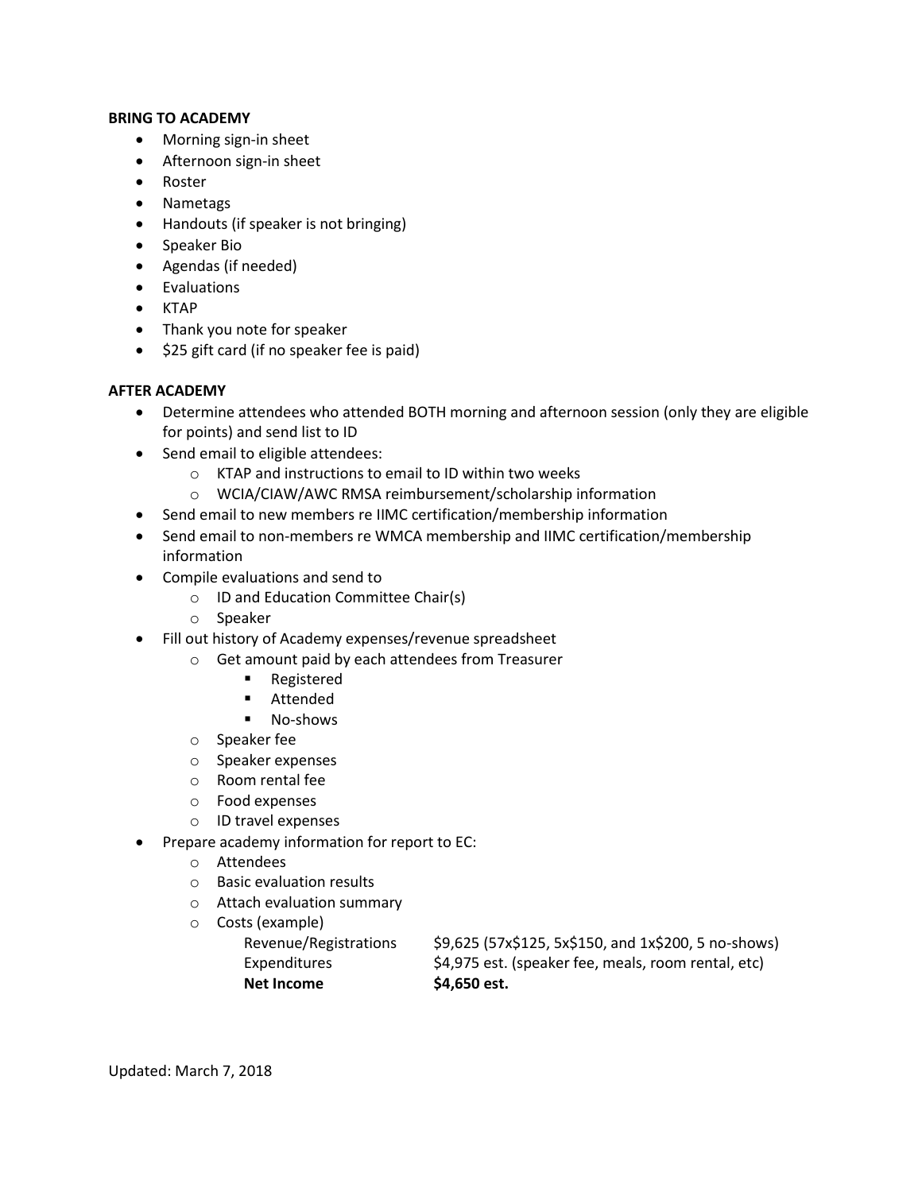**BRING TO ACADEMY**

- Morning sign-in sheet
- Afternoon sign-in sheet
- Roster
- Nametags
- Handouts (if speaker is not bringing)
- Speaker Bio
- Agendas (if needed)
- Evaluations
- KTAP
- Thank you note for speaker
- $25 gift card (if no speaker fee is paid)

**AFTER ACADEMY**

- Determine attendees who attended BOTH morning and afternoon session (only they are eligible for points) and send list to ID
- Send email to eligible attendees:
    - KTAP and instructions to email to ID within two weeks
    - WCIA/CIAW/AWC RMSA reimbursement/scholarship information
- Send email to new members re IIMC certification/membership information
- Send email to non-members re WMCA membership and IIMC certification/membership information
- Compile evaluations and send to
    - ID and Education Committee Chair(s)
    - Speaker
- Fill out history of Academy expenses/revenue spreadsheet
    - Get amount paid by each attendees from Treasurer
        - Registered
        - Attended
        - No-shows
    - Speaker fee
    - Speaker expenses
    - Room rental fee
    - Food expenses
    - ID travel expenses
- Prepare academy information for report to EC:
    - Attendees
    - Basic evaluation results
    - Attach evaluation summary
    - Costs (example)

| | |
|---|---|
| Revenue/Registrations | $9,625 (57x$125, 5x$150, and 1x$200, 5 no-shows) |
| Expenditures | $4,975 est. (speaker fee, meals, room rental, etc) |
| **Net Income** | **$4,650 est.** |

Updated: March 7, 2018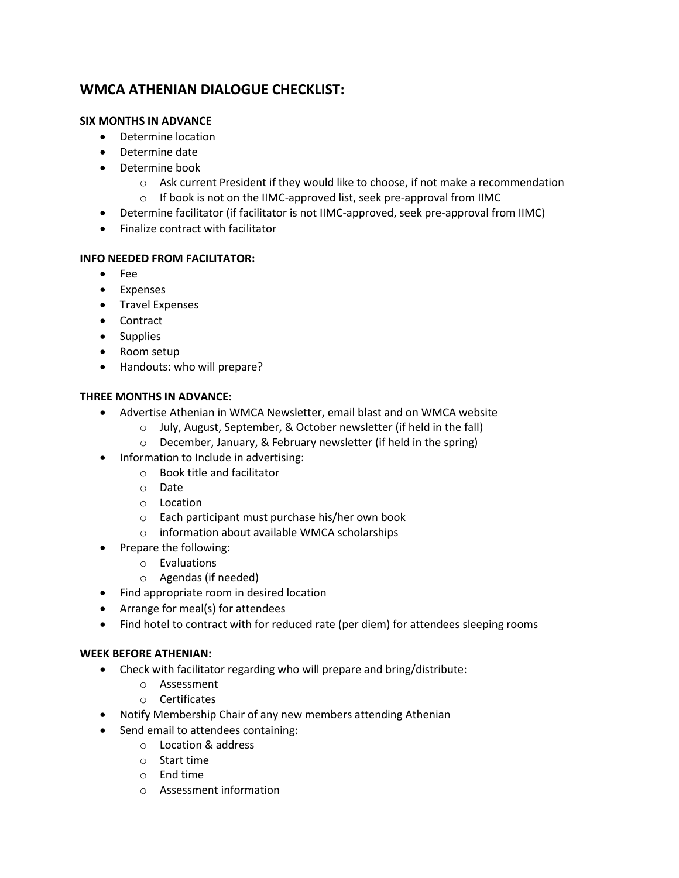# WMCA ATHENIAN DIALOGUE CHECKLIST:

**SIX MONTHS IN ADVANCE**

- Determine location
- Determine date
- Determine book
  - Ask current President if they would like to choose, if not make a recommendation
  - If book is not on the IIMC-approved list, seek pre-approval from IIMC
- Determine facilitator (if facilitator is not IIMC-approved, seek pre-approval from IIMC)
- Finalize contract with facilitator

**INFO NEEDED FROM FACILITATOR:**

- Fee
- Expenses
- Travel Expenses
- Contract
- Supplies
- Room setup
- Handouts: who will prepare?

**THREE MONTHS IN ADVANCE:**

- Advertise Athenian in WMCA Newsletter, email blast and on WMCA website
  - July, August, September, & October newsletter (if held in the fall)
  - December, January, & February newsletter (if held in the spring)
- Information to Include in advertising:
  - Book title and facilitator
  - Date
  - Location
  - Each participant must purchase his/her own book
  - information about available WMCA scholarships
- Prepare the following:
  - Evaluations
  - Agendas (if needed)
- Find appropriate room in desired location
- Arrange for meal(s) for attendees
- Find hotel to contract with for reduced rate (per diem) for attendees sleeping rooms

**WEEK BEFORE ATHENIAN:**

- Check with facilitator regarding who will prepare and bring/distribute:
  - Assessment
  - Certificates
- Notify Membership Chair of any new members attending Athenian
- Send email to attendees containing:
  - Location & address
  - Start time
  - End time
  - Assessment information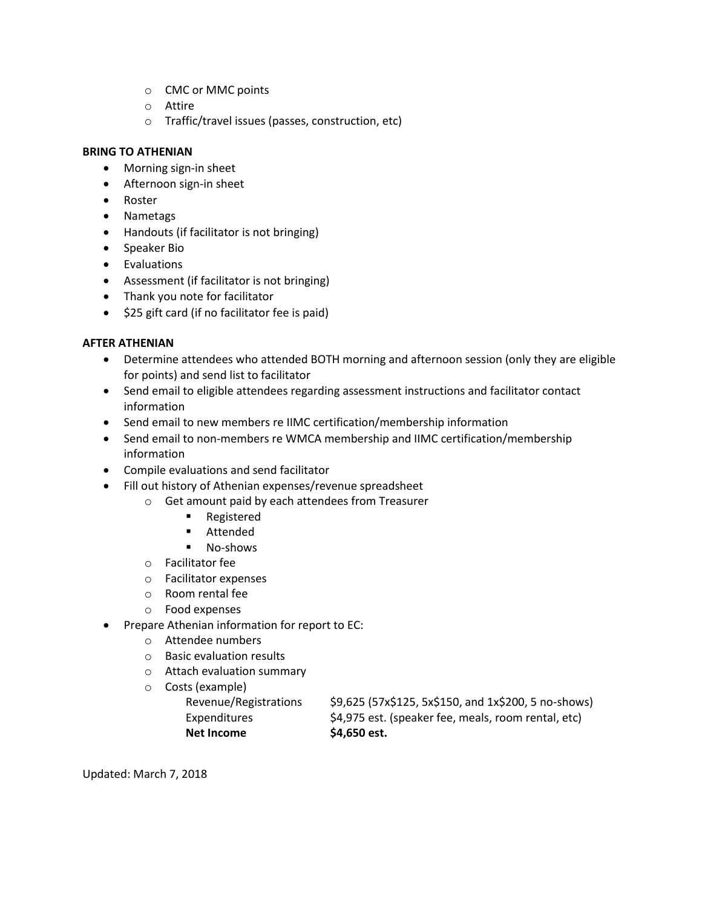- CMC or MMC points
  - Attire
  - Traffic/travel issues (passes, construction, etc)

**BRING TO ATHENIAN**

- Morning sign-in sheet
- Afternoon sign-in sheet
- Roster
- Nametags
- Handouts (if facilitator is not bringing)
- Speaker Bio
- Evaluations
- Assessment (if facilitator is not bringing)
- Thank you note for facilitator
- $25 gift card (if no facilitator fee is paid)

**AFTER ATHENIAN**

- Determine attendees who attended BOTH morning and afternoon session (only they are eligible for points) and send list to facilitator
- Send email to eligible attendees regarding assessment instructions and facilitator contact information
- Send email to new members re IIMC certification/membership information
- Send email to non-members re WMCA membership and IIMC certification/membership information
- Compile evaluations and send facilitator
- Fill out history of Athenian expenses/revenue spreadsheet
  - Get amount paid by each attendees from Treasurer
    - Registered
    - Attended
    - No-shows
  - Facilitator fee
  - Facilitator expenses
  - Room rental fee
  - Food expenses
- Prepare Athenian information for report to EC:
  - Attendee numbers
  - Basic evaluation results
  - Attach evaluation summary
  - Costs (example)

| | |
|---|---|
| Revenue/Registrations | $9,625 (57x$125, 5x$150, and 1x$200, 5 no-shows) |
| Expenditures | $4,975 est. (speaker fee, meals, room rental, etc) |
| **Net Income** | **$4,650 est.** |

Updated: March 7, 2018